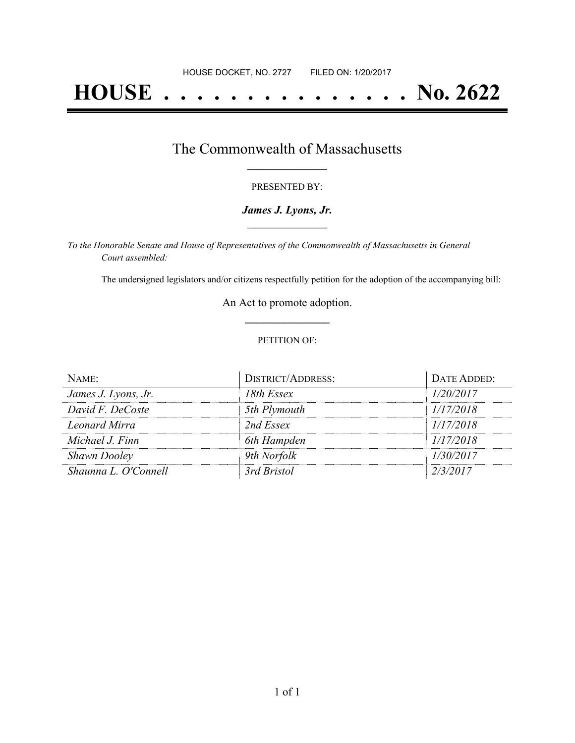HOUSE DOCKET, NO. 2727 FILED ON: 1/20/2017

# HOUSE . . . . . . . . . . . . . . . No. 2622

## The Commonwealth of Massachusetts

PRESENTED BY:

***James J. Lyons, Jr.***

*To the Honorable Senate and House of Representatives of the Commonwealth of Massachusetts in General Court assembled:*

The undersigned legislators and/or citizens respectfully petition for the adoption of the accompanying bill:

An Act to promote adoption.

PETITION OF:

| NAME: | DISTRICT/ADDRESS: | DATE ADDED: |
|---|---|---|
| *James J. Lyons, Jr.* | *18th Essex* | *1/20/2017* |
| *David F. DeCoste* | *5th Plymouth* | *1/17/2018* |
| *Leonard Mirra* | *2nd Essex* | *1/17/2018* |
| *Michael J. Finn* | *6th Hampden* | *1/17/2018* |
| *Shawn Dooley* | *9th Norfolk* | *1/30/2017* |
| *Shaunna L. O'Connell* | *3rd Bristol* | *2/3/2017* |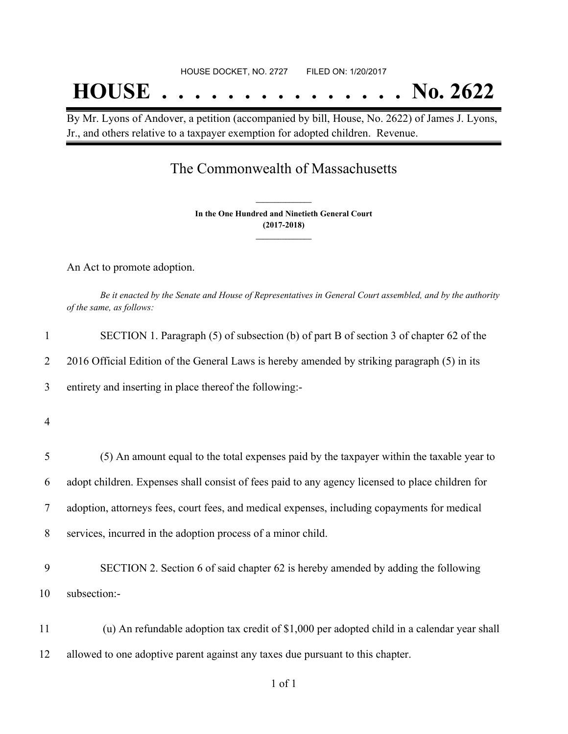HOUSE DOCKET, NO. 2727 FILED ON: 1/20/2017

# HOUSE . . . . . . . . . . . . . . . No. 2622

By Mr. Lyons of Andover, a petition (accompanied by bill, House, No. 2622) of James J. Lyons, Jr., and others relative to a taxpayer exemption for adopted children. Revenue.

## The Commonwealth of Massachusetts

**In the One Hundred and Ninetieth General Court**
**(2017-2018)**

An Act to promote adoption.

*Be it enacted by the Senate and House of Representatives in General Court assembled, and by the authority of the same, as follows:*

1 SECTION 1. Paragraph (5) of subsection (b) of part B of section 3 of chapter 62 of the
2 2016 Official Edition of the General Laws is hereby amended by striking paragraph (5) in its
3 entirety and inserting in place thereof the following:-

4

5 (5) An amount equal to the total expenses paid by the taxpayer within the taxable year to
6 adopt children. Expenses shall consist of fees paid to any agency licensed to place children for
7 adoption, attorneys fees, court fees, and medical expenses, including copayments for medical
8 services, incurred in the adoption process of a minor child.

9 SECTION 2. Section 6 of said chapter 62 is hereby amended by adding the following
10 subsection:-

11 (u) An refundable adoption tax credit of $1,000 per adopted child in a calendar year shall
12 allowed to one adoptive parent against any taxes due pursuant to this chapter.